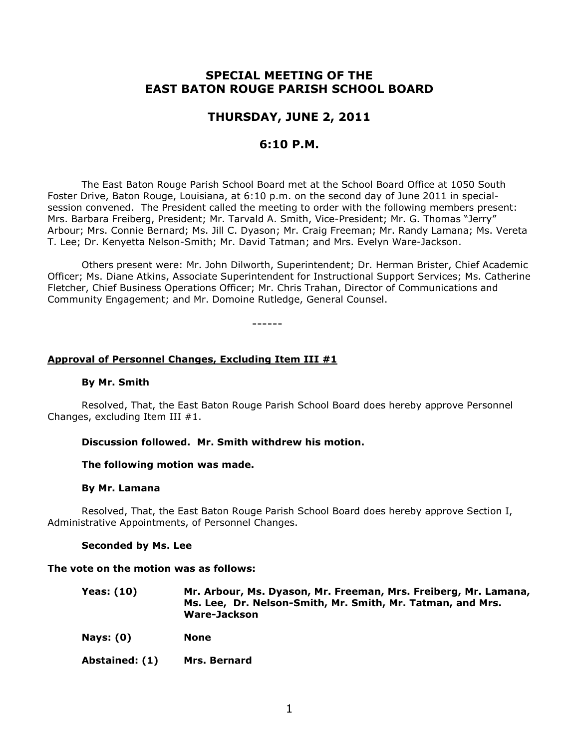# SPECIAL MEETING OF THE EAST BATON ROUGE PARISH SCHOOL BOARD

## THURSDAY, JUNE 2, 2011

## 6:10 P.M.

The East Baton Rouge Parish School Board met at the School Board Office at 1050 South Foster Drive, Baton Rouge, Louisiana, at 6:10 p.m. on the second day of June 2011 in special-session convened. The President called the meeting to order with the following members present: Mrs. Barbara Freiberg, President; Mr. Tarvald A. Smith, Vice-President; Mr. G. Thomas "Jerry" Arbour; Mrs. Connie Bernard; Ms. Jill C. Dyason; Mr. Craig Freeman; Mr. Randy Lamana; Ms. Vereta T. Lee; Dr. Kenyetta Nelson-Smith; Mr. David Tatman; and Mrs. Evelyn Ware-Jackson.

Others present were: Mr. John Dilworth, Superintendent; Dr. Herman Brister, Chief Academic Officer; Ms. Diane Atkins, Associate Superintendent for Instructional Support Services; Ms. Catherine Fletcher, Chief Business Operations Officer; Mr. Chris Trahan, Director of Communications and Community Engagement; and Mr. Domoine Rutledge, General Counsel.

------

**Approval of Personnel Changes, Excluding Item III #1**

**By Mr. Smith**

Resolved, That, the East Baton Rouge Parish School Board does hereby approve Personnel Changes, excluding Item III #1.

**Discussion followed. Mr. Smith withdrew his motion.**

**The following motion was made.**

**By Mr. Lamana**

Resolved, That, the East Baton Rouge Parish School Board does hereby approve Section I, Administrative Appointments, of Personnel Changes.

**Seconded by Ms. Lee**

**The vote on the motion was as follows:**

| | |
|---|---|
| **Yeas: (10)** | **Mr. Arbour, Ms. Dyason, Mr. Freeman, Mrs. Freiberg, Mr. Lamana, Ms. Lee, Dr. Nelson-Smith, Mr. Smith, Mr. Tatman, and Mrs. Ware-Jackson** |
| **Nays: (0)** | **None** |
| **Abstained: (1)** | **Mrs. Bernard** |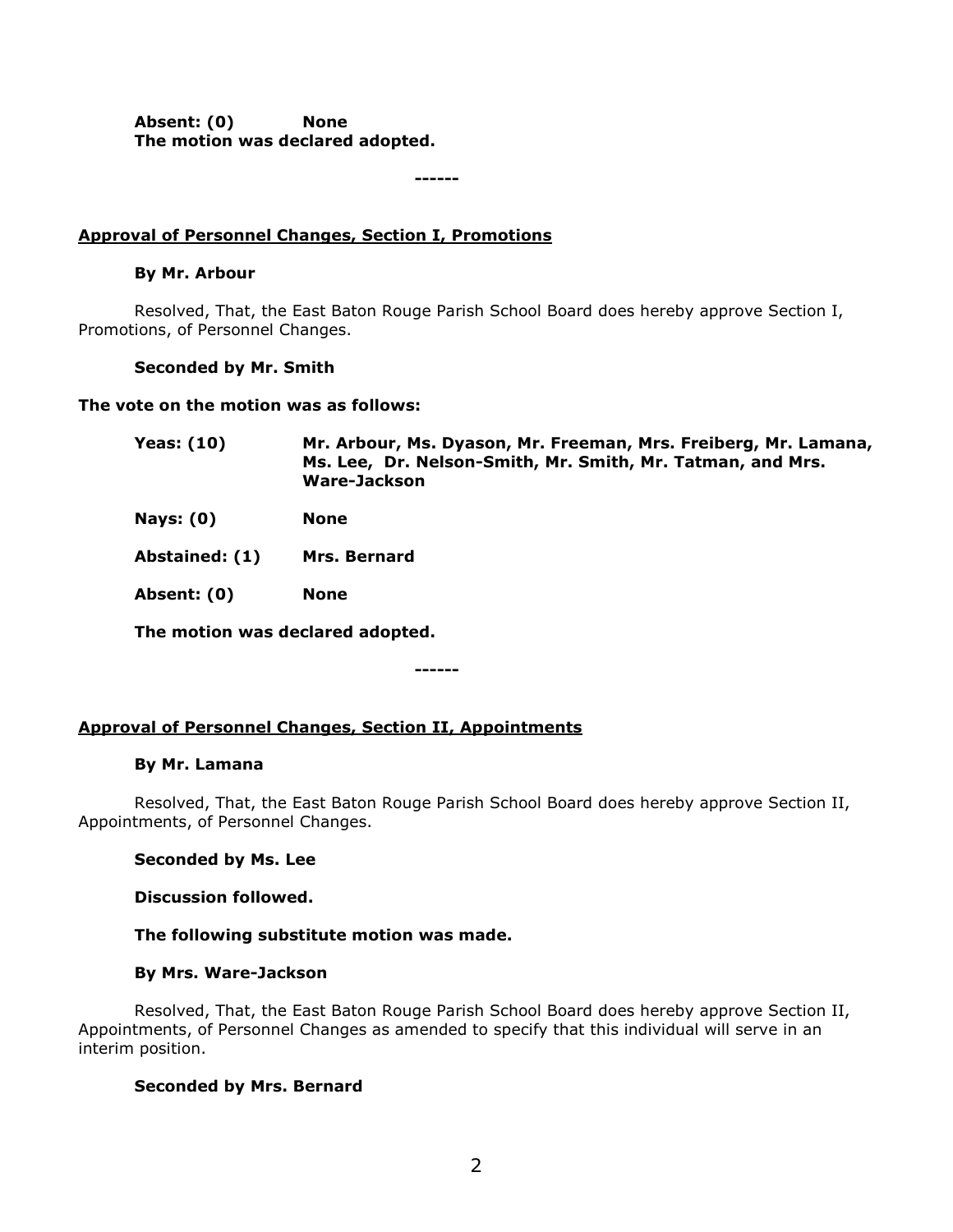**Absent: (0)** **None**
**The motion was declared adopted.**

**------**

**Approval of Personnel Changes, Section I, Promotions**

**By Mr. Arbour**

Resolved, That, the East Baton Rouge Parish School Board does hereby approve Section I, Promotions, of Personnel Changes.

**Seconded by Mr. Smith**

**The vote on the motion was as follows:**

**Yeas: (10)** **Mr. Arbour, Ms. Dyason, Mr. Freeman, Mrs. Freiberg, Mr. Lamana, Ms. Lee, Dr. Nelson-Smith, Mr. Smith, Mr. Tatman, and Mrs. Ware-Jackson**

**Nays: (0)** **None**

**Abstained: (1)** **Mrs. Bernard**

**Absent: (0)** **None**

**The motion was declared adopted.**

**------**

**Approval of Personnel Changes, Section II, Appointments**

**By Mr. Lamana**

Resolved, That, the East Baton Rouge Parish School Board does hereby approve Section II, Appointments, of Personnel Changes.

**Seconded by Ms. Lee**

**Discussion followed.**

**The following substitute motion was made.**

**By Mrs. Ware-Jackson**

Resolved, That, the East Baton Rouge Parish School Board does hereby approve Section II, Appointments, of Personnel Changes as amended to specify that this individual will serve in an interim position.

**Seconded by Mrs. Bernard**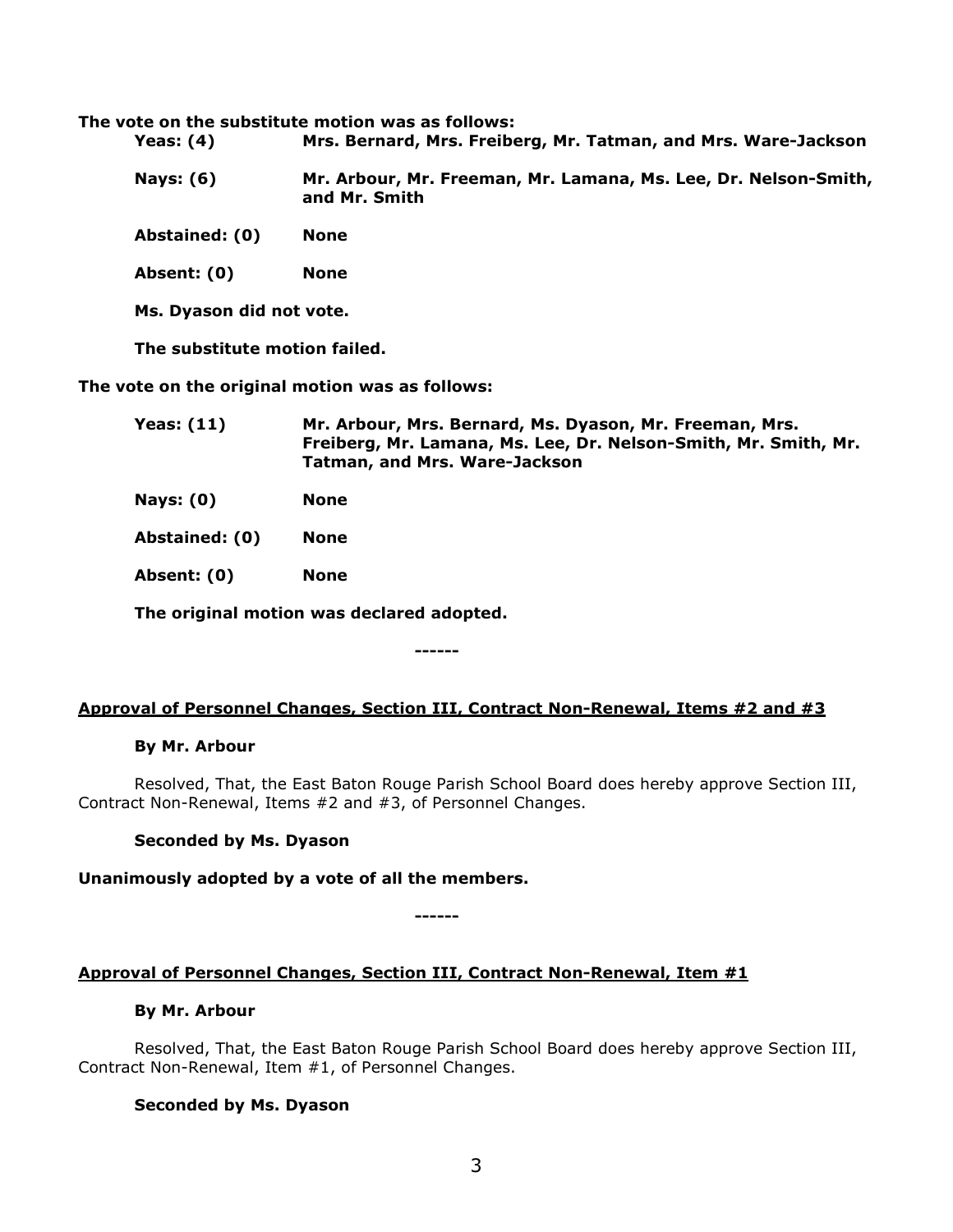**The vote on the substitute motion was as follows:**

**Yeas: (4)** **Mrs. Bernard, Mrs. Freiberg, Mr. Tatman, and Mrs. Ware-Jackson**

**Nays: (6)** **Mr. Arbour, Mr. Freeman, Mr. Lamana, Ms. Lee, Dr. Nelson-Smith, and Mr. Smith**

**Abstained: (0)** **None**

**Absent: (0)** **None**

**Ms. Dyason did not vote.**

**The substitute motion failed.**

**The vote on the original motion was as follows:**

**Yeas: (11)** **Mr. Arbour, Mrs. Bernard, Ms. Dyason, Mr. Freeman, Mrs. Freiberg, Mr. Lamana, Ms. Lee, Dr. Nelson-Smith, Mr. Smith, Mr. Tatman, and Mrs. Ware-Jackson**

**Nays: (0)** **None**

**Abstained: (0)** **None**

**Absent: (0)** **None**

**The original motion was declared adopted.**

------

**Approval of Personnel Changes, Section III, Contract Non-Renewal, Items #2 and #3**

**By Mr. Arbour**

Resolved, That, the East Baton Rouge Parish School Board does hereby approve Section III, Contract Non-Renewal, Items #2 and #3, of Personnel Changes.

**Seconded by Ms. Dyason**

**Unanimously adopted by a vote of all the members.**

------

**Approval of Personnel Changes, Section III, Contract Non-Renewal, Item #1**

**By Mr. Arbour**

Resolved, That, the East Baton Rouge Parish School Board does hereby approve Section III, Contract Non-Renewal, Item #1, of Personnel Changes.

**Seconded by Ms. Dyason**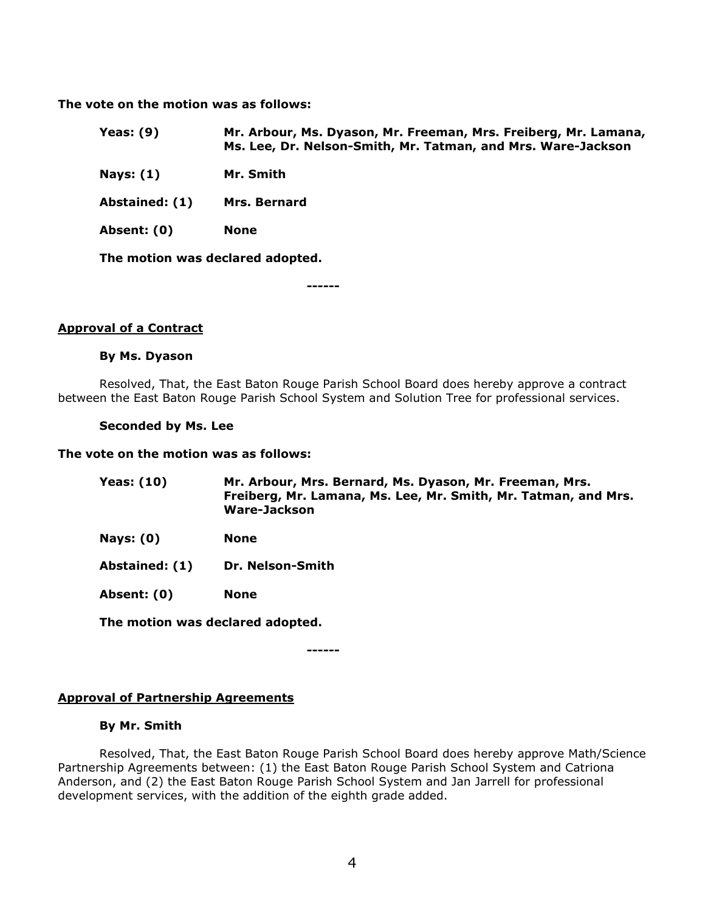**The vote on the motion was as follows:**

| | |
|---|---|
| **Yeas: (9)** | **Mr. Arbour, Ms. Dyason, Mr. Freeman, Mrs. Freiberg, Mr. Lamana, Ms. Lee, Dr. Nelson-Smith, Mr. Tatman, and Mrs. Ware-Jackson** |
| **Nays: (1)** | **Mr. Smith** |
| **Abstained: (1)** | **Mrs. Bernard** |
| **Absent: (0)** | **None** |

**The motion was declared adopted.**

------

**Approval of a Contract**

**By Ms. Dyason**

Resolved, That, the East Baton Rouge Parish School Board does hereby approve a contract between the East Baton Rouge Parish School System and Solution Tree for professional services.

**Seconded by Ms. Lee**

**The vote on the motion was as follows:**

| | |
|---|---|
| **Yeas: (10)** | **Mr. Arbour, Mrs. Bernard, Ms. Dyason, Mr. Freeman, Mrs. Freiberg, Mr. Lamana, Ms. Lee, Mr. Smith, Mr. Tatman, and Mrs. Ware-Jackson** |
| **Nays: (0)** | **None** |
| **Abstained: (1)** | **Dr. Nelson-Smith** |
| **Absent: (0)** | **None** |

**The motion was declared adopted.**

------

**Approval of Partnership Agreements**

**By Mr. Smith**

Resolved, That, the East Baton Rouge Parish School Board does hereby approve Math/Science Partnership Agreements between: (1) the East Baton Rouge Parish School System and Catriona Anderson, and (2) the East Baton Rouge Parish School System and Jan Jarrell for professional development services, with the addition of the eighth grade added.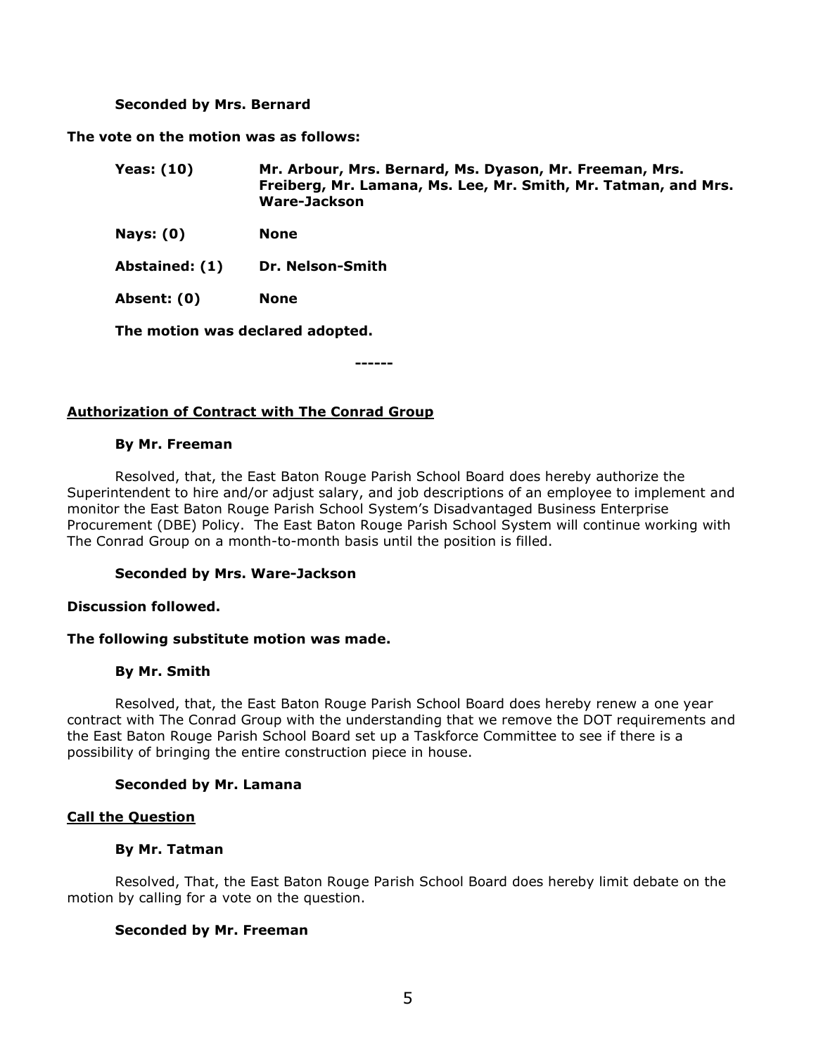**Seconded by Mrs. Bernard**

**The vote on the motion was as follows:**

| | |
|---|---|
| **Yeas: (10)** | **Mr. Arbour, Mrs. Bernard, Ms. Dyason, Mr. Freeman, Mrs. Freiberg, Mr. Lamana, Ms. Lee, Mr. Smith, Mr. Tatman, and Mrs. Ware-Jackson** |
| **Nays: (0)** | **None** |
| **Abstained: (1)** | **Dr. Nelson-Smith** |
| **Absent: (0)** | **None** |

**The motion was declared adopted.**

**------**

**Authorization of Contract with The Conrad Group**

**By Mr. Freeman**

Resolved, that, the East Baton Rouge Parish School Board does hereby authorize the Superintendent to hire and/or adjust salary, and job descriptions of an employee to implement and monitor the East Baton Rouge Parish School System's Disadvantaged Business Enterprise Procurement (DBE) Policy. The East Baton Rouge Parish School System will continue working with The Conrad Group on a month-to-month basis until the position is filled.

**Seconded by Mrs. Ware-Jackson**

**Discussion followed.**

**The following substitute motion was made.**

**By Mr. Smith**

Resolved, that, the East Baton Rouge Parish School Board does hereby renew a one year contract with The Conrad Group with the understanding that we remove the DOT requirements and the East Baton Rouge Parish School Board set up a Taskforce Committee to see if there is a possibility of bringing the entire construction piece in house.

**Seconded by Mr. Lamana**

**Call the Question**

**By Mr. Tatman**

Resolved, That, the East Baton Rouge Parish School Board does hereby limit debate on the motion by calling for a vote on the question.

**Seconded by Mr. Freeman**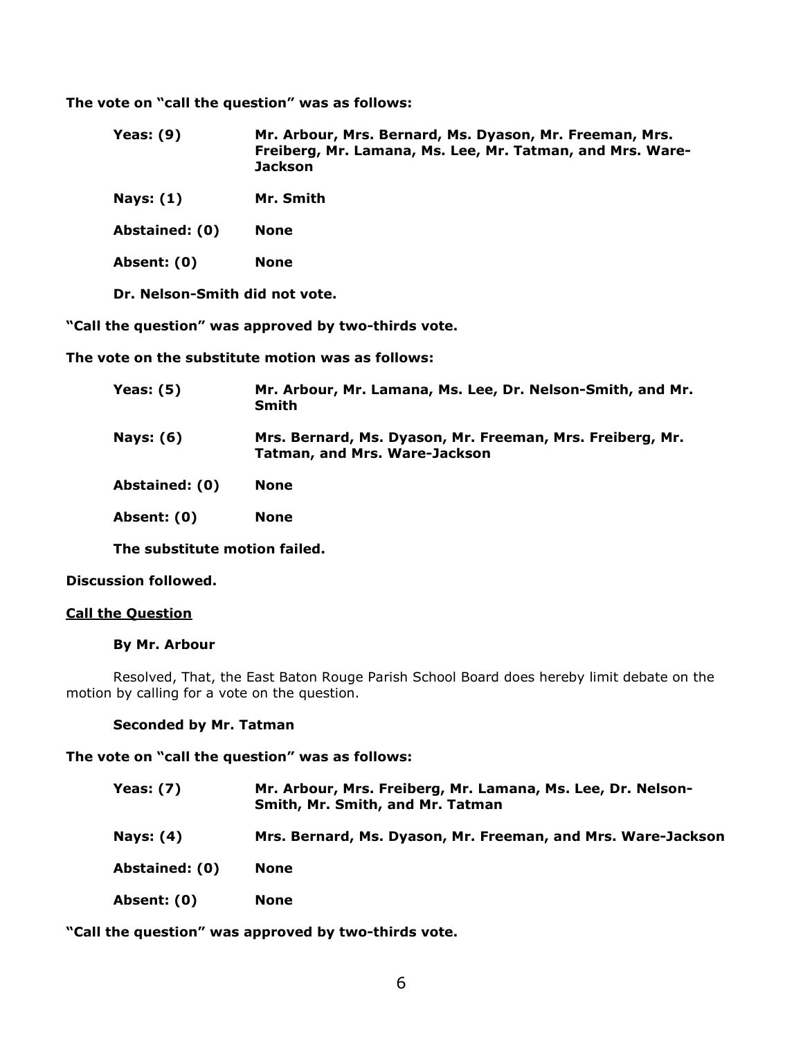**The vote on "call the question" was as follows:**

| | |
|---|---|
| **Yeas: (9)** | **Mr. Arbour, Mrs. Bernard, Ms. Dyason, Mr. Freeman, Mrs. Freiberg, Mr. Lamana, Ms. Lee, Mr. Tatman, and Mrs. Ware-Jackson** |
| **Nays: (1)** | **Mr. Smith** |
| **Abstained: (0)** | **None** |
| **Absent: (0)** | **None** |

**Dr. Nelson-Smith did not vote.**

**"Call the question" was approved by two-thirds vote.**

**The vote on the substitute motion was as follows:**

| | |
|---|---|
| **Yeas: (5)** | **Mr. Arbour, Mr. Lamana, Ms. Lee, Dr. Nelson-Smith, and Mr. Smith** |
| **Nays: (6)** | **Mrs. Bernard, Ms. Dyason, Mr. Freeman, Mrs. Freiberg, Mr. Tatman, and Mrs. Ware-Jackson** |
| **Abstained: (0)** | **None** |
| **Absent: (0)** | **None** |

**The substitute motion failed.**

**Discussion followed.**

**<u>Call the Question</u>**

**By Mr. Arbour**

Resolved, That, the East Baton Rouge Parish School Board does hereby limit debate on the motion by calling for a vote on the question.

**Seconded by Mr. Tatman**

**The vote on "call the question" was as follows:**

| | |
|---|---|
| **Yeas: (7)** | **Mr. Arbour, Mrs. Freiberg, Mr. Lamana, Ms. Lee, Dr. Nelson-Smith, Mr. Smith, and Mr. Tatman** |
| **Nays: (4)** | **Mrs. Bernard, Ms. Dyason, Mr. Freeman, and Mrs. Ware-Jackson** |
| **Abstained: (0)** | **None** |
| **Absent: (0)** | **None** |

**"Call the question" was approved by two-thirds vote.**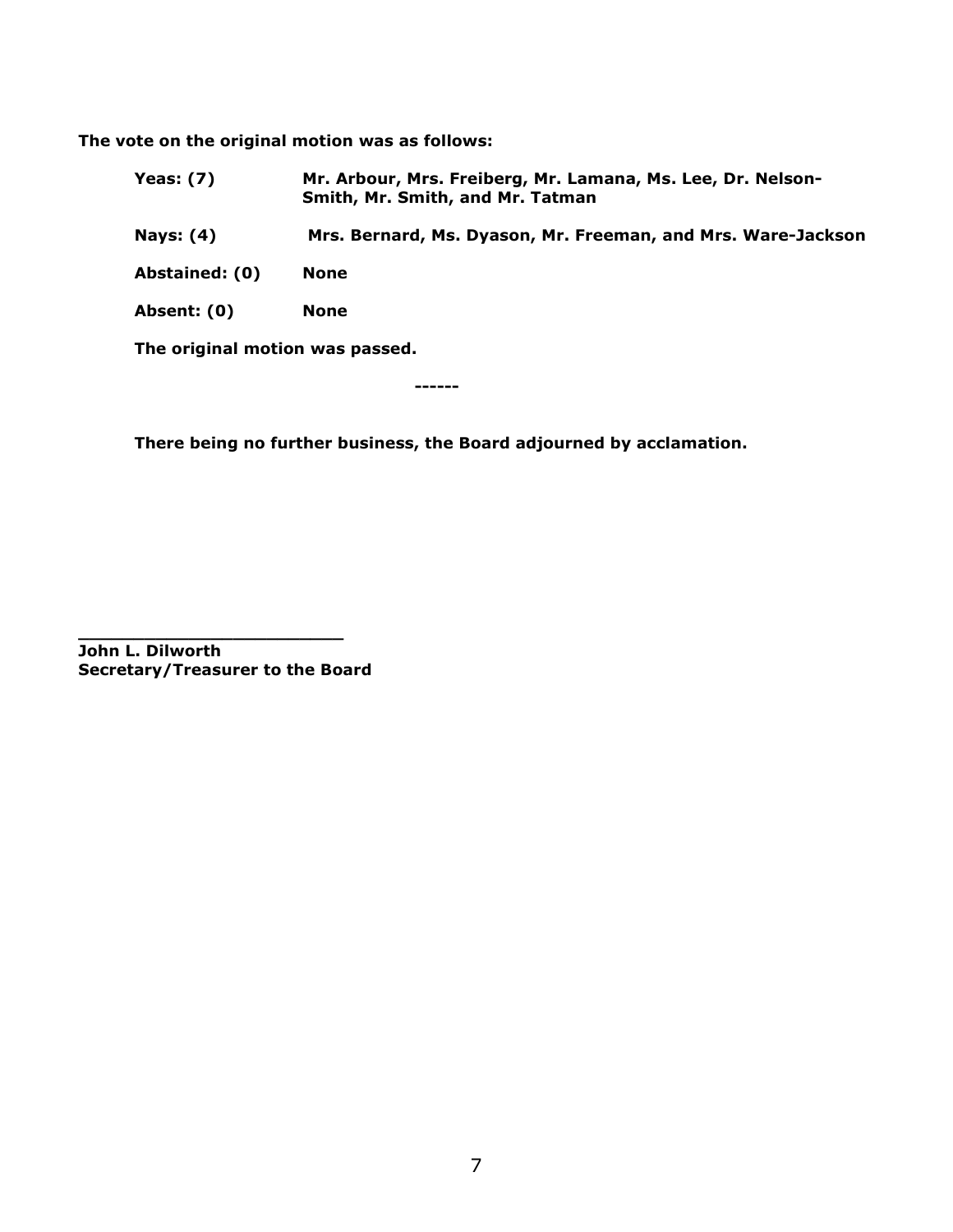**The vote on the original motion was as follows:**

| | |
|---|---|
| **Yeas: (7)** | **Mr. Arbour, Mrs. Freiberg, Mr. Lamana, Ms. Lee, Dr. Nelson-Smith, Mr. Smith, and Mr. Tatman** |
| **Nays: (4)** | **Mrs. Bernard, Ms. Dyason, Mr. Freeman, and Mrs. Ware-Jackson** |
| **Abstained: (0)** | **None** |
| **Absent: (0)** | **None** |

**The original motion was passed.**

**------**

**There being no further business, the Board adjourned by acclamation.**

\_\_\_\_\_\_\_\_\_\_\_\_\_\_\_\_\_\_\_\_\_\_\_\_\_

**John L. Dilworth**
**Secretary/Treasurer to the Board**